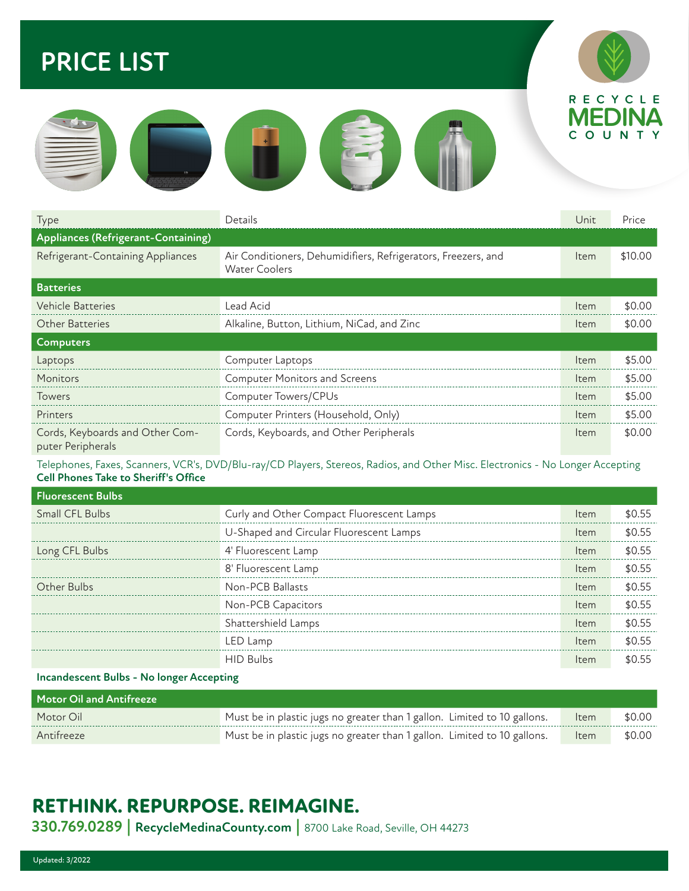# PRICE LIST

RECYCLE MEDINA COUNTY

| Type | Details | Unit | Price |
|---|---|---|---|
| **Appliances (Refrigerant-Containing)** | | | |
| Refrigerant-Containing Appliances | Air Conditioners, Dehumidifiers, Refrigerators, Freezers, and Water Coolers | Item | $10.00 |
| **Batteries** | | | |
| Vehicle Batteries | Lead Acid | Item | $0.00 |
| Other Batteries | Alkaline, Button, Lithium, NiCad, and Zinc | Item | $0.00 |
| **Computers** | | | |
| Laptops | Computer Laptops | Item | $5.00 |
| Monitors | Computer Monitors and Screens | Item | $5.00 |
| Towers | Computer Towers/CPUs | Item | $5.00 |
| Printers | Computer Printers (Household, Only) | Item | $5.00 |
| Cords, Keyboards and Other Computer Peripherals | Cords, Keyboards, and Other Peripherals | Item | $0.00 |

Telephones, Faxes, Scanners, VCR's, DVD/Blu-ray/CD Players, Stereos, Radios, and Other Misc. Electronics - No Longer Accepting
**Cell Phones Take to Sheriff's Office**

| Type | Details | Unit | Price |
|---|---|---|---|
| **Fluorescent Bulbs** | | | |
| Small CFL Bulbs | Curly and Other Compact Fluorescent Lamps | Item | $0.55 |
| | U-Shaped and Circular Fluorescent Lamps | Item | $0.55 |
| Long CFL Bulbs | 4' Fluorescent Lamp | Item | $0.55 |
| | 8' Fluorescent Lamp | Item | $0.55 |
| Other Bulbs | Non-PCB Ballasts | Item | $0.55 |
| | Non-PCB Capacitors | Item | $0.55 |
| | Shattershield Lamps | Item | $0.55 |
| | LED Lamp | Item | $0.55 |
| | HID Bulbs | Item | $0.55 |

**Incandescent Bulbs - No longer Accepting**

| Type | Details | Unit | Price |
|---|---|---|---|
| **Motor Oil and Antifreeze** | | | |
| Motor Oil | Must be in plastic jugs no greater than 1 gallon. Limited to 10 gallons. | Item | $0.00 |
| Antifreeze | Must be in plastic jugs no greater than 1 gallon. Limited to 10 gallons. | Item | $0.00 |

## RETHINK. REPURPOSE. REIMAGINE.

**330.769.0289** | **RecycleMedinaCounty.com** | 8700 Lake Road, Seville, OH 44273

Updated: 3/2022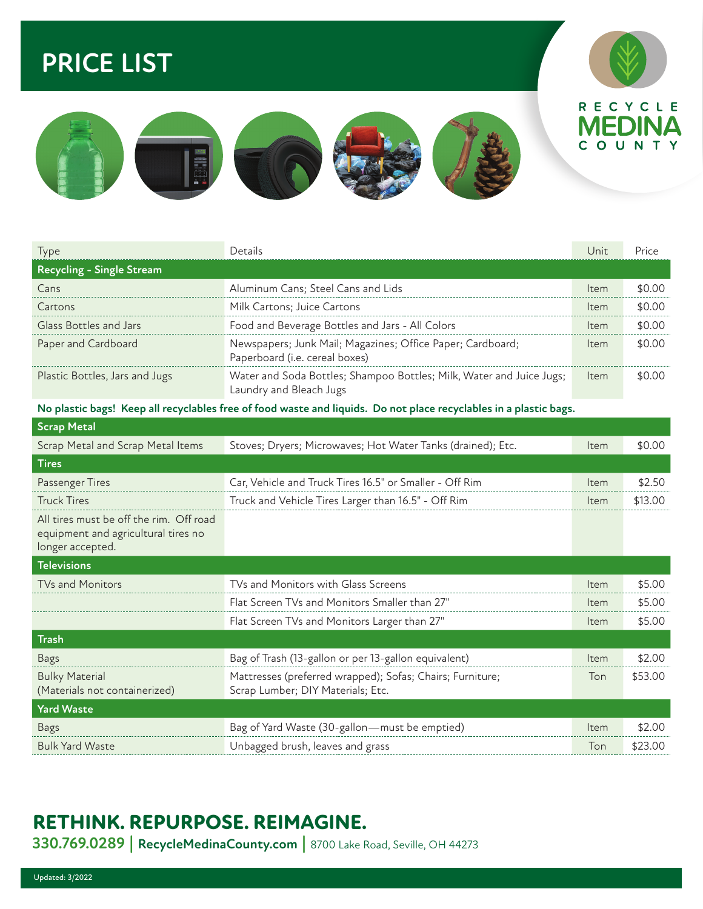# PRICE LIST

RECYCLE MEDINA COUNTY

| Type | Details | Unit | Price |
|---|---|---|---|
| **Recycling - Single Stream** | | | |
| Cans | Aluminum Cans; Steel Cans and Lids | Item | $0.00 |
| Cartons | Milk Cartons; Juice Cartons | Item | $0.00 |
| Glass Bottles and Jars | Food and Beverage Bottles and Jars - All Colors | Item | $0.00 |
| Paper and Cardboard | Newspapers; Junk Mail; Magazines; Office Paper; Cardboard; Paperboard (i.e. cereal boxes) | Item | $0.00 |
| Plastic Bottles, Jars and Jugs | Water and Soda Bottles; Shampoo Bottles; Milk, Water and Juice Jugs; Laundry and Bleach Jugs | Item | $0.00 |
| **No plastic bags! Keep all recyclables free of food waste and liquids. Do not place recyclables in a plastic bags.** | | | |
| **Scrap Metal** | | | |
| Scrap Metal and Scrap Metal Items | Stoves; Dryers; Microwaves; Hot Water Tanks (drained); Etc. | Item | $0.00 |
| **Tires** | | | |
| Passenger Tires | Car, Vehicle and Truck Tires 16.5" or Smaller - Off Rim | Item | $2.50 |
| Truck Tires | Truck and Vehicle Tires Larger than 16.5" - Off Rim | Item | $13.00 |
| All tires must be off the rim. Off road equipment and agricultural tires no longer accepted. | | | |
| **Televisions** | | | |
| TVs and Monitors | TVs and Monitors with Glass Screens | Item | $5.00 |
| | Flat Screen TVs and Monitors Smaller than 27" | Item | $5.00 |
| | Flat Screen TVs and Monitors Larger than 27" | Item | $5.00 |
| **Trash** | | | |
| Bags | Bag of Trash (13-gallon or per 13-gallon equivalent) | Item | $2.00 |
| Bulky Material (Materials not containerized) | Mattresses (preferred wrapped); Sofas; Chairs; Furniture; Scrap Lumber; DIY Materials; Etc. | Ton | $53.00 |
| **Yard Waste** | | | |
| Bags | Bag of Yard Waste (30-gallon—must be emptied) | Item | $2.00 |
| Bulk Yard Waste | Unbagged brush, leaves and grass | Ton | $23.00 |

## RETHINK. REPURPOSE. REIMAGINE.

**330.769.0289** | **RecycleMedinaCounty.com** | 8700 Lake Road, Seville, OH 44273

Updated: 3/2022